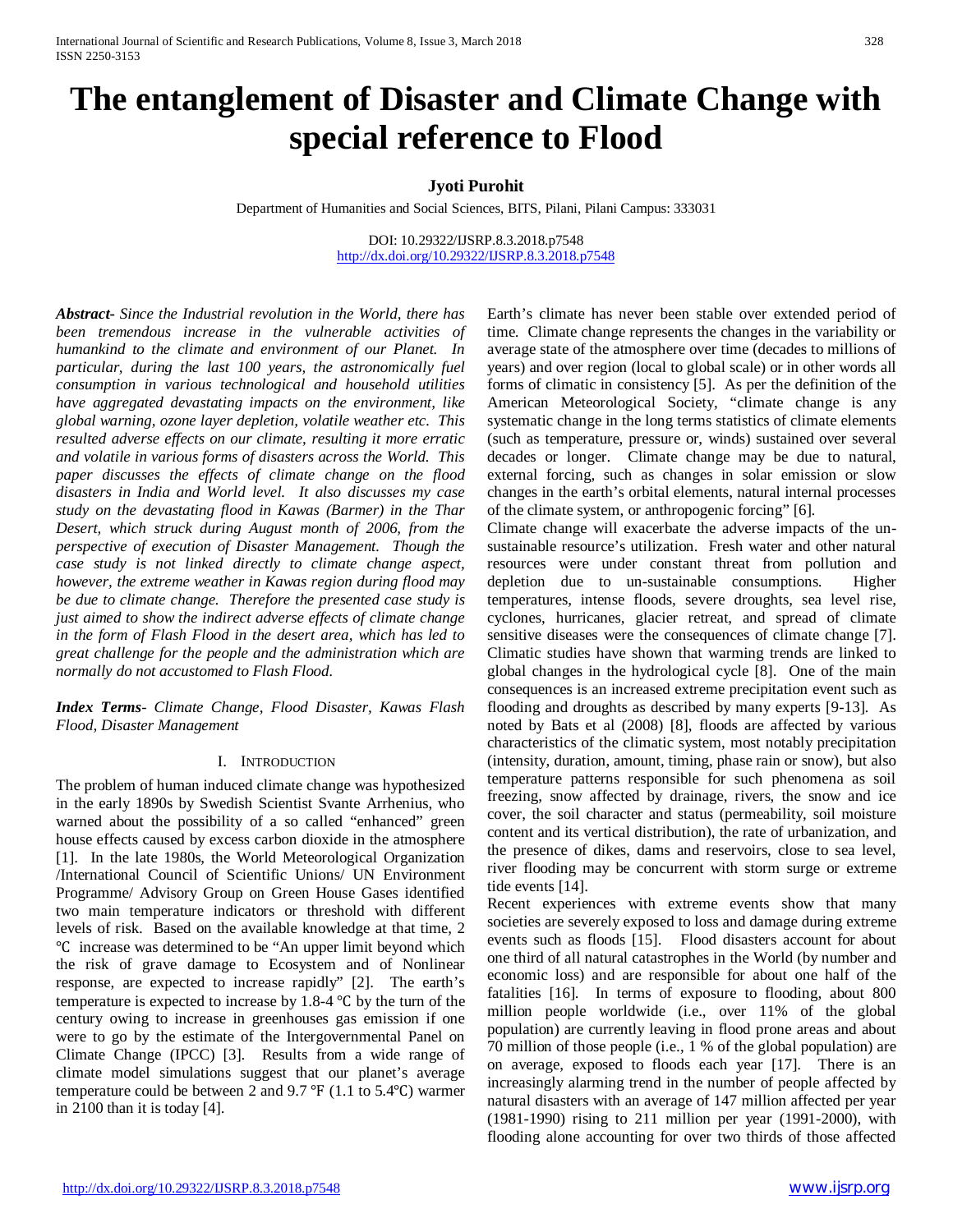# The entanglement of Disaster and Climate Change with special reference to Flood

**Jyoti Purohit**

Department of Humanities and Social Sciences, BITS, Pilani, Pilani Campus: 333031

DOI: 10.29322/IJSRP.8.3.2018.p7548
http://dx.doi.org/10.29322/IJSRP.8.3.2018.p7548

***Abstract-*** *Since the Industrial revolution in the World, there has been tremendous increase in the vulnerable activities of humankind to the climate and environment of our Planet. In particular, during the last 100 years, the astronomically fuel consumption in various technological and household utilities have aggregated devastating impacts on the environment, like global warming, ozone layer depletion, volatile weather etc. This resulted adverse effects on our climate, resulting it more erratic and volatile in various forms of disasters across the World. This paper discusses the effects of climate change on the flood disasters in India and World level. It also discusses my case study on the devastating flood in Kawas (Barmer) in the Thar Desert, which struck during August month of 2006, from the perspective of execution of Disaster Management. Though the case study is not linked directly to climate change aspect, however, the extreme weather in Kawas region during flood may be due to climate change. Therefore the presented case study is just aimed to show the indirect adverse effects of climate change in the form of Flash Flood in the desert area, which has led to great challenge for the people and the administration which are normally do not accustomed to Flash Flood.*

***Index Terms-*** *Climate Change, Flood Disaster, Kawas Flash Flood, Disaster Management*

## I. Introduction

The problem of human induced climate change was hypothesized in the early 1890s by Swedish Scientist Svante Arrhenius, who warned about the possibility of a so called "enhanced" green house effects caused by excess carbon dioxide in the atmosphere [1]. In the late 1980s, the World Meteorological Organization /International Council of Scientific Unions/ UN Environment Programme/ Advisory Group on Green House Gases identified two main temperature indicators or threshold with different levels of risk. Based on the available knowledge at that time, 2 ℃ increase was determined to be "An upper limit beyond which the risk of grave damage to Ecosystem and of Nonlinear response, are expected to increase rapidly" [2]. The earth's temperature is expected to increase by 1.8-4 ℃ by the turn of the century owing to increase in greenhouses gas emission if one were to go by the estimate of the Intergovernmental Panel on Climate Change (IPCC) [3]. Results from a wide range of climate model simulations suggest that our planet's average temperature could be between 2 and 9.7 ℉ (1.1 to 5.4℃) warmer in 2100 than it is today [4].

Earth's climate has never been stable over extended period of time. Climate change represents the changes in the variability or average state of the atmosphere over time (decades to millions of years) and over region (local to global scale) or in other words all forms of climatic in consistency [5]. As per the definition of the American Meteorological Society, "climate change is any systematic change in the long terms statistics of climate elements (such as temperature, pressure or, winds) sustained over several decades or longer. Climate change may be due to natural, external forcing, such as changes in solar emission or slow changes in the earth's orbital elements, natural internal processes of the climate system, or anthropogenic forcing" [6].

Climate change will exacerbate the adverse impacts of the un-sustainable resource's utilization. Fresh water and other natural resources were under constant threat from pollution and depletion due to un-sustainable consumptions. Higher temperatures, intense floods, severe droughts, sea level rise, cyclones, hurricanes, glacier retreat, and spread of climate sensitive diseases were the consequences of climate change [7]. Climatic studies have shown that warming trends are linked to global changes in the hydrological cycle [8]. One of the main consequences is an increased extreme precipitation event such as flooding and droughts as described by many experts [9-13]. As noted by Bats et al (2008) [8], floods are affected by various characteristics of the climatic system, most notably precipitation (intensity, duration, amount, timing, phase rain or snow), but also temperature patterns responsible for such phenomena as soil freezing, snow affected by drainage, rivers, the snow and ice cover, the soil character and status (permeability, soil moisture content and its vertical distribution), the rate of urbanization, and the presence of dikes, dams and reservoirs, close to sea level, river flooding may be concurrent with storm surge or extreme tide events [14].

Recent experiences with extreme events show that many societies are severely exposed to loss and damage during extreme events such as floods [15]. Flood disasters account for about one third of all natural catastrophes in the World (by number and economic loss) and are responsible for about one half of the fatalities [16]. In terms of exposure to flooding, about 800 million people worldwide (i.e., over 11% of the global population) are currently leaving in flood prone areas and about 70 million of those people (i.e., 1 % of the global population) are on average, exposed to floods each year [17]. There is an increasingly alarming trend in the number of people affected by natural disasters with an average of 147 million affected per year (1981-1990) rising to 211 million per year (1991-2000), with flooding alone accounting for over two thirds of those affected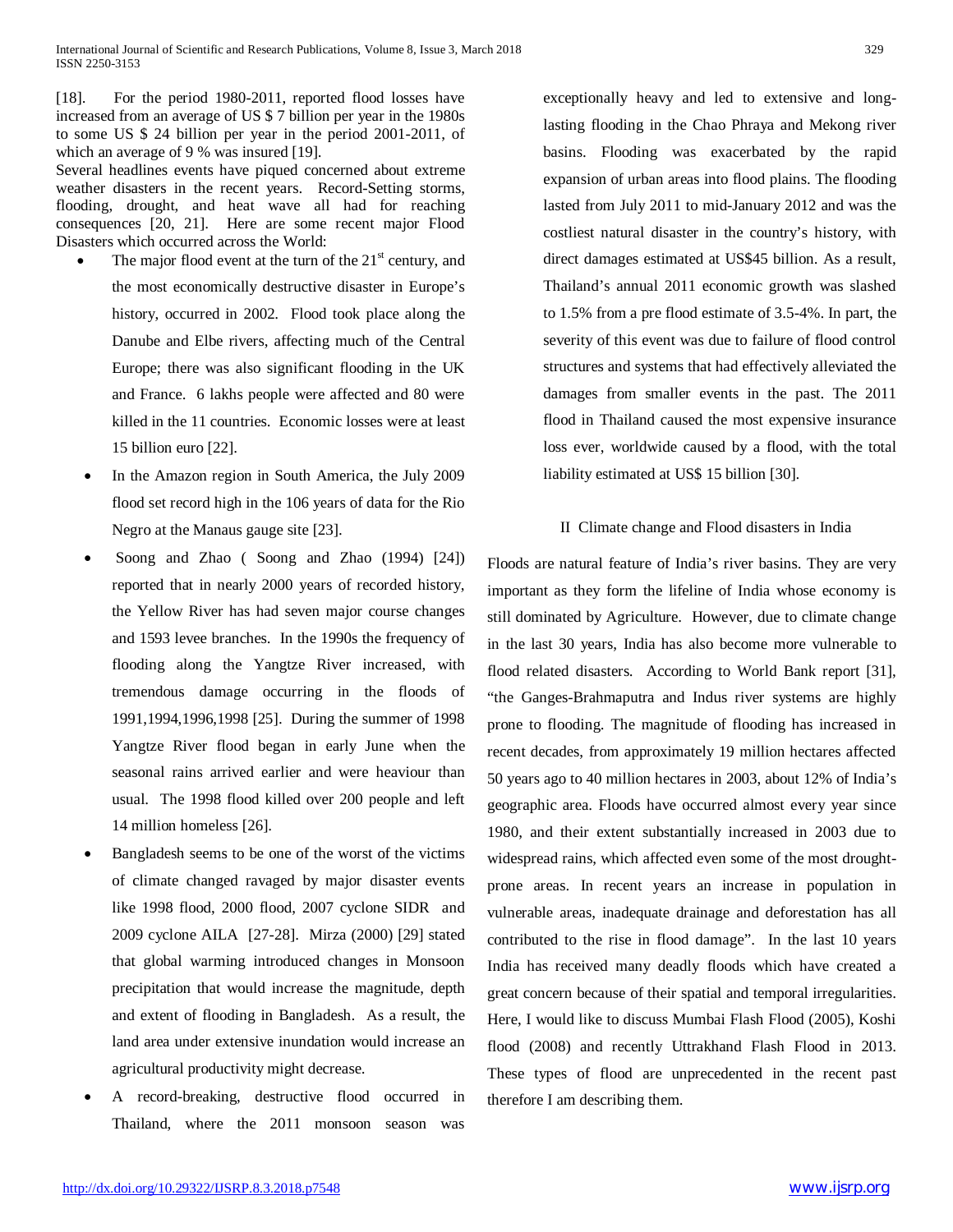[18]. For the period 1980-2011, reported flood losses have increased from an average of US $ 7 billion per year in the 1980s to some US $ 24 billion per year in the period 2001-2011, of which an average of 9 % was insured [19].

Several headlines events have piqued concerned about extreme weather disasters in the recent years. Record-Setting storms, flooding, drought, and heat wave all had for reaching consequences [20, 21]. Here are some recent major Flood Disasters which occurred across the World:

- The major flood event at the turn of the 21st century, and the most economically destructive disaster in Europe's history, occurred in 2002. Flood took place along the Danube and Elbe rivers, affecting much of the Central Europe; there was also significant flooding in the UK and France. 6 lakhs people were affected and 80 were killed in the 11 countries. Economic losses were at least 15 billion euro [22].
- In the Amazon region in South America, the July 2009 flood set record high in the 106 years of data for the Rio Negro at the Manaus gauge site [23].
- Soong and Zhao ( Soong and Zhao (1994) [24]) reported that in nearly 2000 years of recorded history, the Yellow River has had seven major course changes and 1593 levee branches. In the 1990s the frequency of flooding along the Yangtze River increased, with tremendous damage occurring in the floods of 1991,1994,1996,1998 [25]. During the summer of 1998 Yangtze River flood began in early June when the seasonal rains arrived earlier and were heaviour than usual. The 1998 flood killed over 200 people and left 14 million homeless [26].
- Bangladesh seems to be one of the worst of the victims of climate changed ravaged by major disaster events like 1998 flood, 2000 flood, 2007 cyclone SIDR and 2009 cyclone AILA [27-28]. Mirza (2000) [29] stated that global warming introduced changes in Monsoon precipitation that would increase the magnitude, depth and extent of flooding in Bangladesh. As a result, the land area under extensive inundation would increase an agricultural productivity might decrease.
- A record-breaking, destructive flood occurred in Thailand, where the 2011 monsoon season was exceptionally heavy and led to extensive and long-lasting flooding in the Chao Phraya and Mekong river basins. Flooding was exacerbated by the rapid expansion of urban areas into flood plains. The flooding lasted from July 2011 to mid-January 2012 and was the costliest natural disaster in the country's history, with direct damages estimated at US$45 billion. As a result, Thailand's annual 2011 economic growth was slashed to 1.5% from a pre flood estimate of 3.5-4%. In part, the severity of this event was due to failure of flood control structures and systems that had effectively alleviated the damages from smaller events in the past. The 2011 flood in Thailand caused the most expensive insurance loss ever, worldwide caused by a flood, with the total liability estimated at US$ 15 billion [30].

## II Climate change and Flood disasters in India

Floods are natural feature of India's river basins. They are very important as they form the lifeline of India whose economy is still dominated by Agriculture. However, due to climate change in the last 30 years, India has also become more vulnerable to flood related disasters. According to World Bank report [31], "the Ganges-Brahmaputra and Indus river systems are highly prone to flooding. The magnitude of flooding has increased in recent decades, from approximately 19 million hectares affected 50 years ago to 40 million hectares in 2003, about 12% of India's geographic area. Floods have occurred almost every year since 1980, and their extent substantially increased in 2003 due to widespread rains, which affected even some of the most drought-prone areas. In recent years an increase in population in vulnerable areas, inadequate drainage and deforestation has all contributed to the rise in flood damage". In the last 10 years India has received many deadly floods which have created a great concern because of their spatial and temporal irregularities. Here, I would like to discuss Mumbai Flash Flood (2005), Koshi flood (2008) and recently Uttrakhand Flash Flood in 2013. These types of flood are unprecedented in the recent past therefore I am describing them.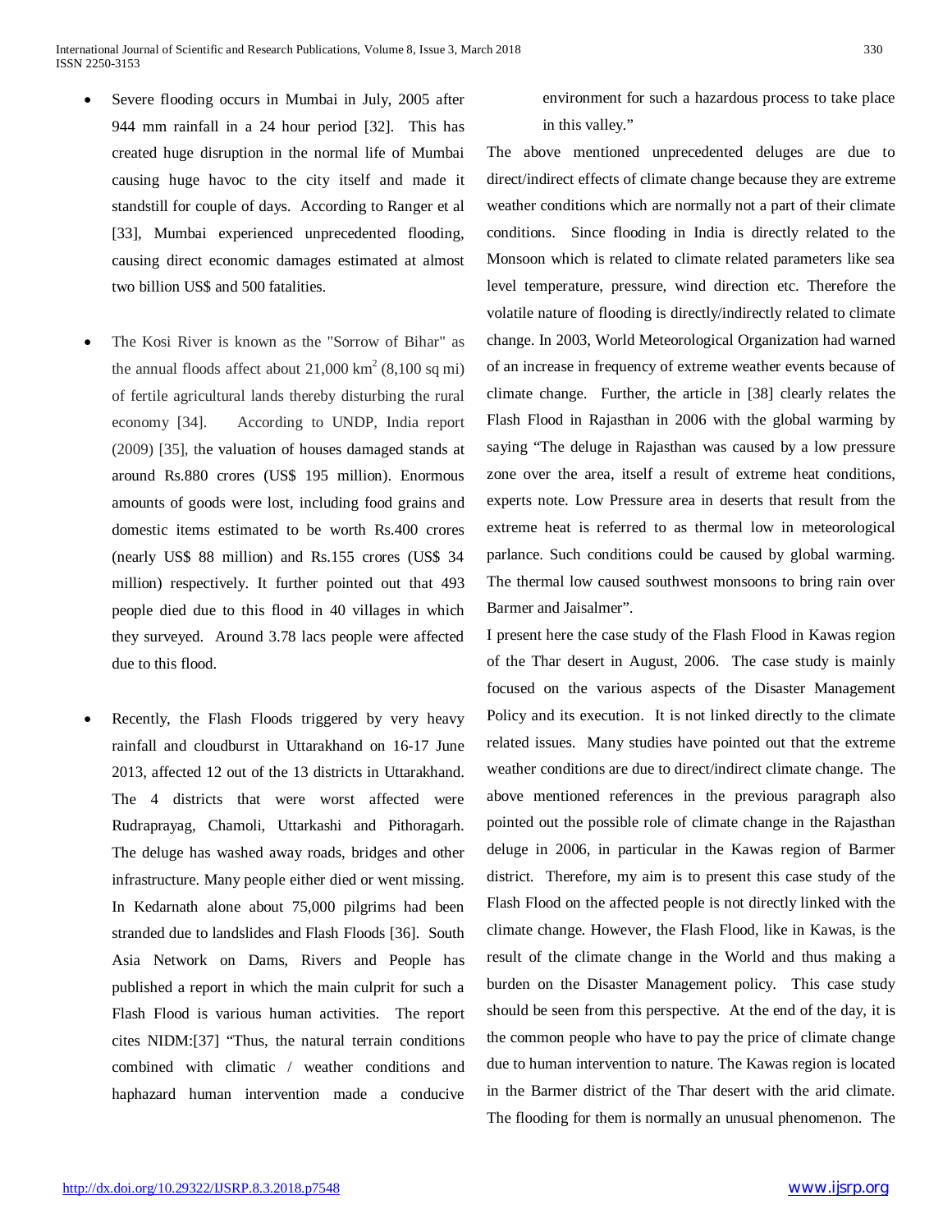- Severe flooding occurs in Mumbai in July, 2005 after 944 mm rainfall in a 24 hour period [32]. This has created huge disruption in the normal life of Mumbai causing huge havoc to the city itself and made it standstill for couple of days. According to Ranger et al [33], Mumbai experienced unprecedented flooding, causing direct economic damages estimated at almost two billion US$ and 500 fatalities.

- The Kosi River is known as the "Sorrow of Bihar" as the annual floods affect about 21,000 $km^2$ (8,100 sq mi) of fertile agricultural lands thereby disturbing the rural economy [34]. According to UNDP, India report (2009) [35], the valuation of houses damaged stands at around Rs.880 crores (US$ 195 million). Enormous amounts of goods were lost, including food grains and domestic items estimated to be worth Rs.400 crores (nearly US$ 88 million) and Rs.155 crores (US$ 34 million) respectively. It further pointed out that 493 people died due to this flood in 40 villages in which they surveyed. Around 3.78 lacs people were affected due to this flood.

- Recently, the Flash Floods triggered by very heavy rainfall and cloudburst in Uttarakhand on 16-17 June 2013, affected 12 out of the 13 districts in Uttarakhand. The 4 districts that were worst affected were Rudraprayag, Chamoli, Uttarkashi and Pithoragarh. The deluge has washed away roads, bridges and other infrastructure. Many people either died or went missing. In Kedarnath alone about 75,000 pilgrims had been stranded due to landslides and Flash Floods [36]. South Asia Network on Dams, Rivers and People has published a report in which the main culprit for such a Flash Flood is various human activities. The report cites NIDM:[37] "Thus, the natural terrain conditions combined with climatic / weather conditions and haphazard human intervention made a conducive environment for such a hazardous process to take place in this valley."

The above mentioned unprecedented deluges are due to direct/indirect effects of climate change because they are extreme weather conditions which are normally not a part of their climate conditions. Since flooding in India is directly related to the Monsoon which is related to climate related parameters like sea level temperature, pressure, wind direction etc. Therefore the volatile nature of flooding is directly/indirectly related to climate change. In 2003, World Meteorological Organization had warned of an increase in frequency of extreme weather events because of climate change. Further, the article in [38] clearly relates the Flash Flood in Rajasthan in 2006 with the global warming by saying "The deluge in Rajasthan was caused by a low pressure zone over the area, itself a result of extreme heat conditions, experts note. Low Pressure area in deserts that result from the extreme heat is referred to as thermal low in meteorological parlance. Such conditions could be caused by global warming. The thermal low caused southwest monsoons to bring rain over Barmer and Jaisalmer".

I present here the case study of the Flash Flood in Kawas region of the Thar desert in August, 2006. The case study is mainly focused on the various aspects of the Disaster Management Policy and its execution. It is not linked directly to the climate related issues. Many studies have pointed out that the extreme weather conditions are due to direct/indirect climate change. The above mentioned references in the previous paragraph also pointed out the possible role of climate change in the Rajasthan deluge in 2006, in particular in the Kawas region of Barmer district. Therefore, my aim is to present this case study of the Flash Flood on the affected people is not directly linked with the climate change. However, the Flash Flood, like in Kawas, is the result of the climate change in the World and thus making a burden on the Disaster Management policy. This case study should be seen from this perspective. At the end of the day, it is the common people who have to pay the price of climate change due to human intervention to nature. The Kawas region is located in the Barmer district of the Thar desert with the arid climate. The flooding for them is normally an unusual phenomenon. The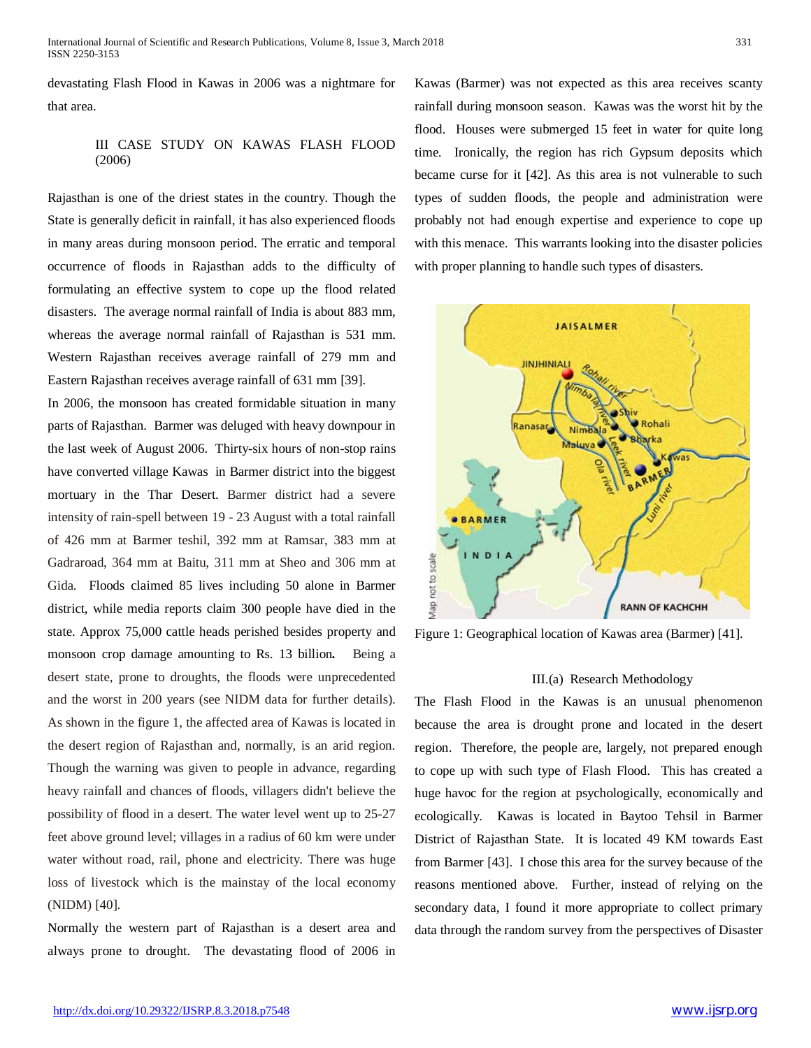devastating Flash Flood in Kawas in 2006 was a nightmare for that area.

## III CASE STUDY ON KAWAS FLASH FLOOD (2006)

Rajasthan is one of the driest states in the country. Though the State is generally deficit in rainfall, it has also experienced floods in many areas during monsoon period. The erratic and temporal occurrence of floods in Rajasthan adds to the difficulty of formulating an effective system to cope up the flood related disasters. The average normal rainfall of India is about 883 mm, whereas the average normal rainfall of Rajasthan is 531 mm. Western Rajasthan receives average rainfall of 279 mm and Eastern Rajasthan receives average rainfall of 631 mm [39].

In 2006, the monsoon has created formidable situation in many parts of Rajasthan. Barmer was deluged with heavy downpour in the last week of August 2006. Thirty-six hours of non-stop rains have converted village Kawas in Barmer district into the biggest mortuary in the Thar Desert. Barmer district had a severe intensity of rain-spell between 19 - 23 August with a total rainfall of 426 mm at Barmer teshil, 392 mm at Ramsar, 383 mm at Gadraroad, 364 mm at Baitu, 311 mm at Sheo and 306 mm at Gida. Floods claimed 85 lives including 50 alone in Barmer district, while media reports claim 300 people have died in the state. Approx 75,000 cattle heads perished besides property and monsoon crop damage amounting to Rs. 13 billion**.** Being a desert state, prone to droughts, the floods were unprecedented and the worst in 200 years (see NIDM data for further details). As shown in the figure 1, the affected area of Kawas is located in the desert region of Rajasthan and, normally, is an arid region. Though the warning was given to people in advance, regarding heavy rainfall and chances of floods, villagers didn't believe the possibility of flood in a desert. The water level went up to 25-27 feet above ground level; villages in a radius of 60 km were under water without road, rail, phone and electricity. There was huge loss of livestock which is the mainstay of the local economy (NIDM) [40].

Normally the western part of Rajasthan is a desert area and always prone to drought. The devastating flood of 2006 in Kawas (Barmer) was not expected as this area receives scanty rainfall during monsoon season. Kawas was the worst hit by the flood. Houses were submerged 15 feet in water for quite long time. Ironically, the region has rich Gypsum deposits which became curse for it [42]. As this area is not vulnerable to such types of sudden floods, the people and administration were probably not had enough expertise and experience to cope up with this menace. This warrants looking into the disaster policies with proper planning to handle such types of disasters.

Figure 1: Geographical location of Kawas area (Barmer) [41].

### III.(a) Research Methodology

The Flash Flood in the Kawas is an unusual phenomenon because the area is drought prone and located in the desert region. Therefore, the people are, largely, not prepared enough to cope up with such type of Flash Flood. This has created a huge havoc for the region at psychologically, economically and ecologically. Kawas is located in Baytoo Tehsil in Barmer District of Rajasthan State. It is located 49 KM towards East from Barmer [43]. I chose this area for the survey because of the reasons mentioned above. Further, instead of relying on the secondary data, I found it more appropriate to collect primary data through the random survey from the perspectives of Disaster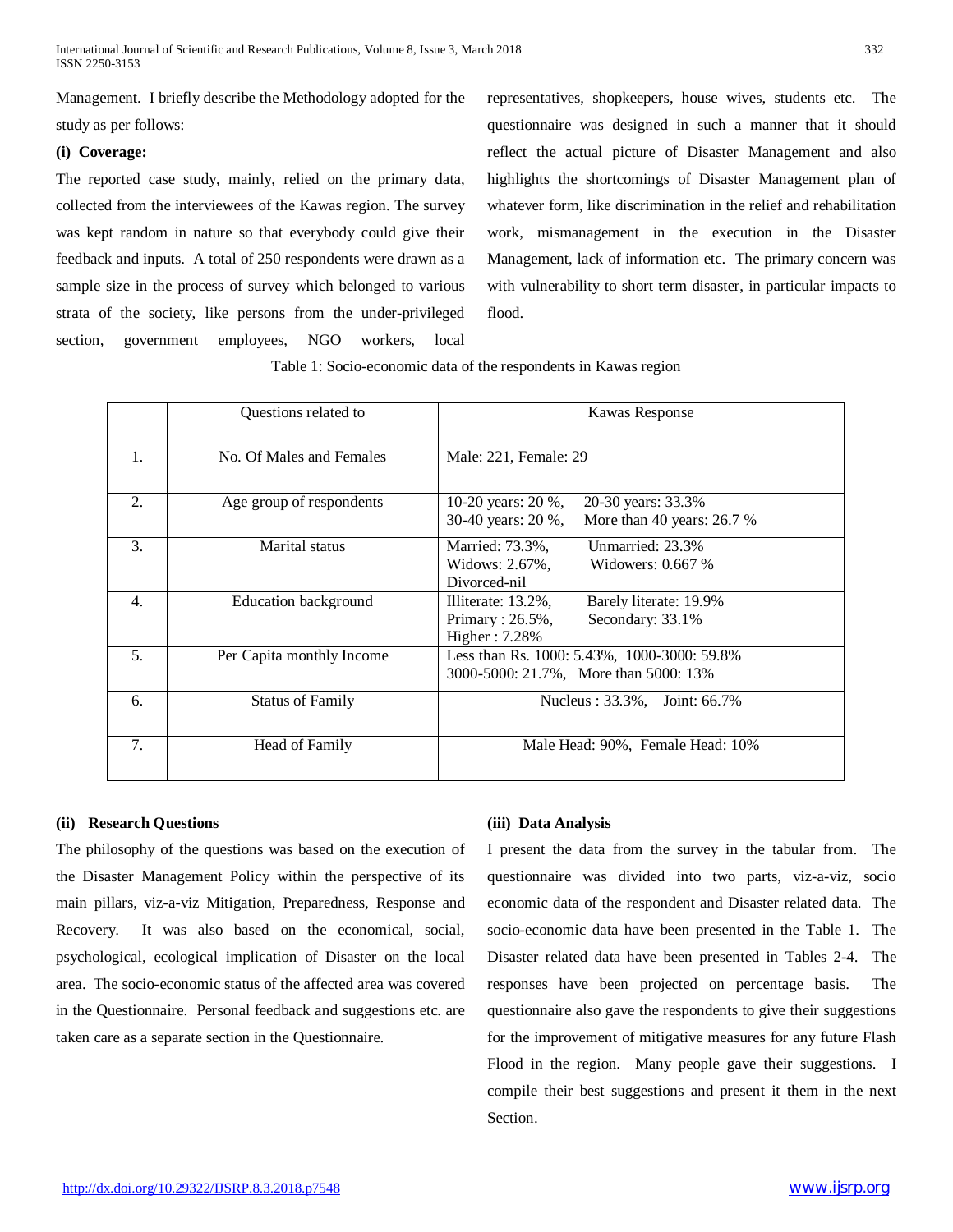Management. I briefly describe the Methodology adopted for the study as per follows:

**(i) Coverage:**

The reported case study, mainly, relied on the primary data, collected from the interviewees of the Kawas region. The survey was kept random in nature so that everybody could give their feedback and inputs. A total of 250 respondents were drawn as a sample size in the process of survey which belonged to various strata of the society, like persons from the under-privileged section, government employees, NGO workers, local representatives, shopkeepers, house wives, students etc. The questionnaire was designed in such a manner that it should reflect the actual picture of Disaster Management and also highlights the shortcomings of Disaster Management plan of whatever form, like discrimination in the relief and rehabilitation work, mismanagement in the execution in the Disaster Management, lack of information etc. The primary concern was with vulnerability to short term disaster, in particular impacts to flood.

Table 1: Socio-economic data of the respondents in Kawas region

| | Questions related to | Kawas Response |
|---|---|---|
| 1. | No. Of Males and Females | Male: 221, Female: 29 |
| 2. | Age group of respondents | 10-20 years: 20 %, 20-30 years: 33.3%<br>30-40 years: 20 %, More than 40 years: 26.7 % |
| 3. | Marital status | Married: 73.3%, Unmarried: 23.3%<br>Widows: 2.67%, Widowers: 0.667 %<br>Divorced-nil |
| 4. | Education background | Illiterate: 13.2%, Barely literate: 19.9%<br>Primary : 26.5%, Secondary: 33.1%<br>Higher : 7.28% |
| 5. | Per Capita monthly Income | Less than Rs. 1000: 5.43%, 1000-3000: 59.8%<br>3000-5000: 21.7%, More than 5000: 13% |
| 6. | Status of Family | Nucleus : 33.3%, Joint: 66.7% |
| 7. | Head of Family | Male Head: 90%, Female Head: 10% |

**(ii) Research Questions**

The philosophy of the questions was based on the execution of the Disaster Management Policy within the perspective of its main pillars, viz-a-viz Mitigation, Preparedness, Response and Recovery. It was also based on the economical, social, psychological, ecological implication of Disaster on the local area. The socio-economic status of the affected area was covered in the Questionnaire. Personal feedback and suggestions etc. are taken care as a separate section in the Questionnaire.

**(iii) Data Analysis**

I present the data from the survey in the tabular from. The questionnaire was divided into two parts, viz-a-viz, socio economic data of the respondent and Disaster related data. The socio-economic data have been presented in the Table 1. The Disaster related data have been presented in Tables 2-4. The responses have been projected on percentage basis. The questionnaire also gave the respondents to give their suggestions for the improvement of mitigative measures for any future Flash Flood in the region. Many people gave their suggestions. I compile their best suggestions and present it them in the next Section.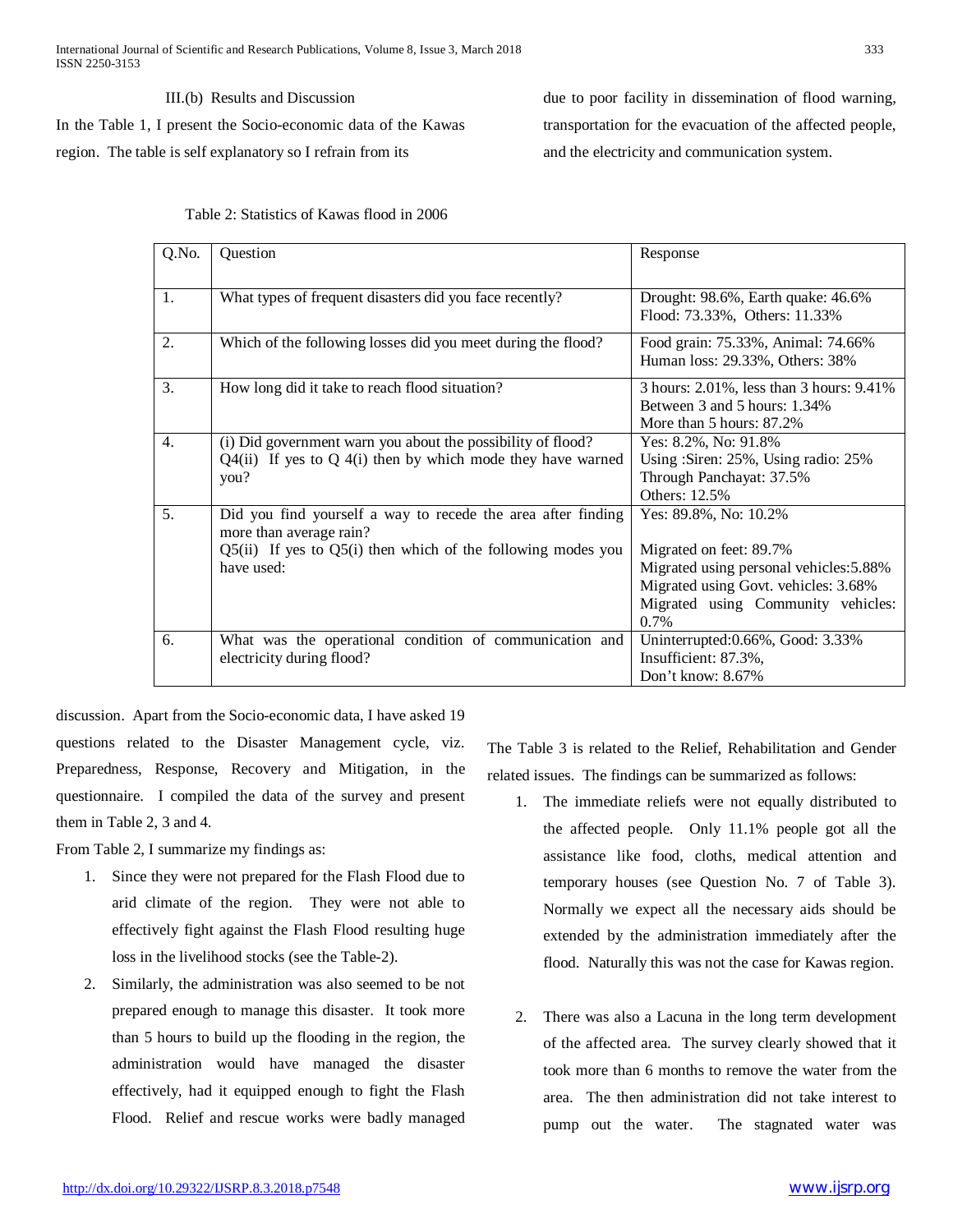III.(b) Results and Discussion

In the Table 1, I present the Socio-economic data of the Kawas region. The table is self explanatory so I refrain from its discussion. Apart from the Socio-economic data, I have asked 19 questions related to the Disaster Management cycle, viz. Preparedness, Response, Recovery and Mitigation, in the questionnaire. I compiled the data of the survey and present them in Table 2, 3 and 4.

Table 2: Statistics of Kawas flood in 2006

| Q.No. | Question | Response |
|---|---|---|
| 1. | What types of frequent disasters did you face recently? | Drought: 98.6%, Earth quake: 46.6%<br>Flood: 73.33%, Others: 11.33% |
| 2. | Which of the following losses did you meet during the flood? | Food grain: 75.33%, Animal: 74.66%<br>Human loss: 29.33%, Others: 38% |
| 3. | How long did it take to reach flood situation? | 3 hours: 2.01%, less than 3 hours: 9.41%<br>Between 3 and 5 hours: 1.34%<br>More than 5 hours: 87.2% |
| 4. | (i) Did government warn you about the possibility of flood?<br>Q4(ii) If yes to Q 4(i) then by which mode they have warned you? | Yes: 8.2%, No: 91.8%<br>Using :Siren: 25%, Using radio: 25%<br>Through Panchayat: 37.5%<br>Others: 12.5% |
| 5. | Did you find yourself a way to recede the area after finding more than average rain?<br>Q5(ii) If yes to Q5(i) then which of the following modes you have used: | Yes: 89.8%, No: 10.2%<br><br>Migrated on feet: 89.7%<br>Migrated using personal vehicles:5.88%<br>Migrated using Govt. vehicles: 3.68%<br>Migrated using Community vehicles: 0.7% |
| 6. | What was the operational condition of communication and electricity during flood? | Uninterrupted:0.66%, Good: 3.33%<br>Insufficient: 87.3%,<br>Don't know: 8.67% |

From Table 2, I summarize my findings as:

1. Since they were not prepared for the Flash Flood due to arid climate of the region. They were not able to effectively fight against the Flash Flood resulting huge loss in the livelihood stocks (see the Table-2).
2. Similarly, the administration was also seemed to be not prepared enough to manage this disaster. It took more than 5 hours to build up the flooding in the region, the administration would have managed the disaster effectively, had it equipped enough to fight the Flash Flood. Relief and rescue works were badly managed due to poor facility in dissemination of flood warning, transportation for the evacuation of the affected people, and the electricity and communication system.

The Table 3 is related to the Relief, Rehabilitation and Gender related issues. The findings can be summarized as follows:

1. The immediate reliefs were not equally distributed to the affected people. Only 11.1% people got all the assistance like food, cloths, medical attention and temporary houses (see Question No. 7 of Table 3). Normally we expect all the necessary aids should be extended by the administration immediately after the flood. Naturally this was not the case for Kawas region.

2. There was also a Lacuna in the long term development of the affected area. The survey clearly showed that it took more than 6 months to remove the water from the area. The then administration did not take interest to pump out the water. The stagnated water was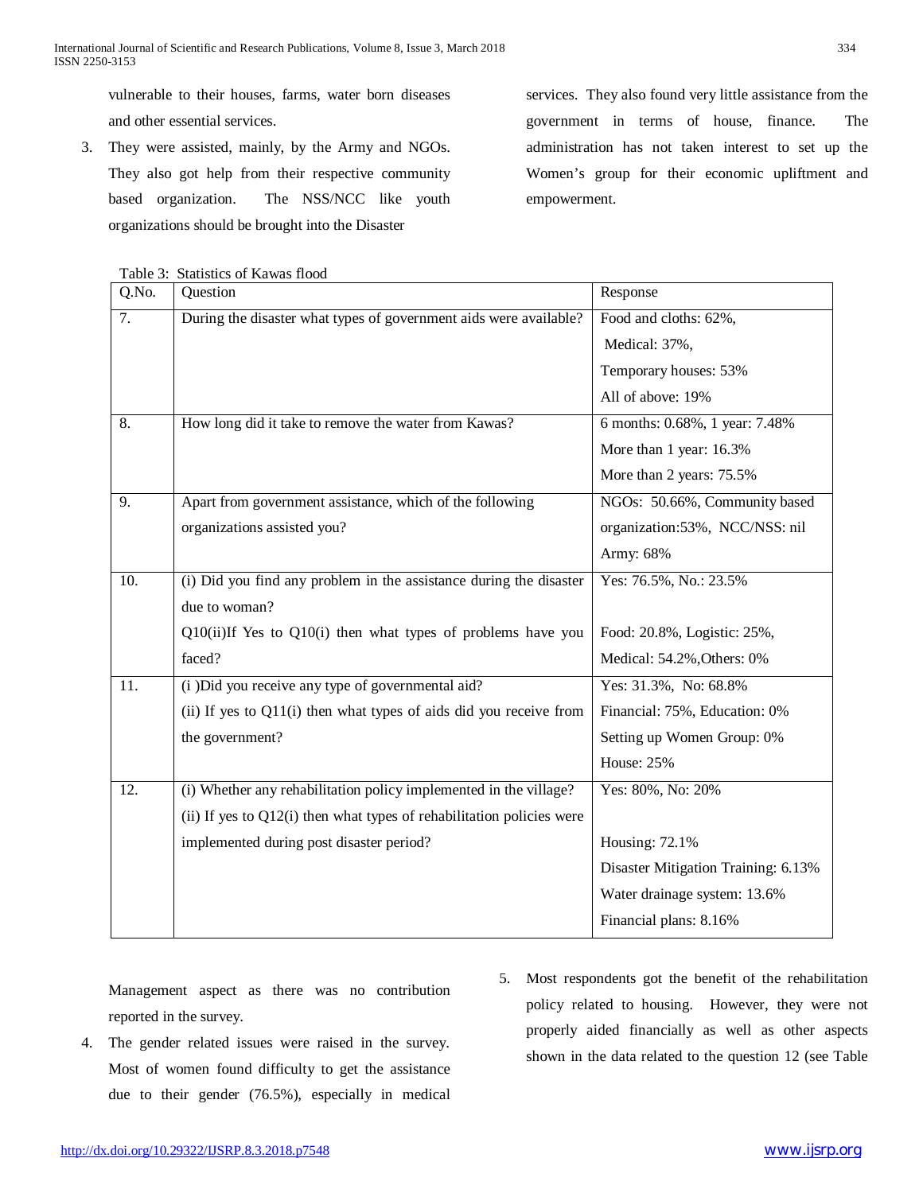vulnerable to their houses, farms, water born diseases and other essential services.

3. They were assisted, mainly, by the Army and NGOs. They also got help from their respective community based organization. The NSS/NCC like youth organizations should be brought into the Disaster Management aspect as there was no contribution reported in the survey.

4. The gender related issues were raised in the survey. Most of women found difficulty to get the assistance due to their gender (76.5%), especially in medical services. They also found very little assistance from the government in terms of house, finance. The administration has not taken interest to set up the Women's group for their economic upliftment and empowerment.

5. Most respondents got the benefit of the rehabilitation policy related to housing. However, they were not properly aided financially as well as other aspects shown in the data related to the question 12 (see Table

Table 3: Statistics of Kawas flood

| Q.No. | Question | Response |
|---|---|---|
| 7. | During the disaster what types of government aids were available? | Food and cloths: 62%,<br>Medical: 37%,<br>Temporary houses: 53%<br>All of above: 19% |
| 8. | How long did it take to remove the water from Kawas? | 6 months: 0.68%, 1 year: 7.48%<br>More than 1 year: 16.3%<br>More than 2 years: 75.5% |
| 9. | Apart from government assistance, which of the following organizations assisted you? | NGOs: 50.66%, Community based organization:53%, NCC/NSS: nil<br>Army: 68% |
| 10. | (i) Did you find any problem in the assistance during the disaster due to woman?<br>Q10(ii)If Yes to Q10(i) then what types of problems have you faced? | Yes: 76.5%, No.: 23.5%<br><br>Food: 20.8%, Logistic: 25%,<br>Medical: 54.2%,Others: 0% |
| 11. | (i )Did you receive any type of governmental aid?<br>(ii) If yes to Q11(i) then what types of aids did you receive from the government? | Yes: 31.3%, No: 68.8%<br>Financial: 75%, Education: 0%<br>Setting up Women Group: 0%<br>House: 25% |
| 12. | (i) Whether any rehabilitation policy implemented in the village?<br>(ii) If yes to Q12(i) then what types of rehabilitation policies were implemented during post disaster period? | Yes: 80%, No: 20%<br><br>Housing: 72.1%<br>Disaster Mitigation Training: 6.13%<br>Water drainage system: 13.6%<br>Financial plans: 8.16% |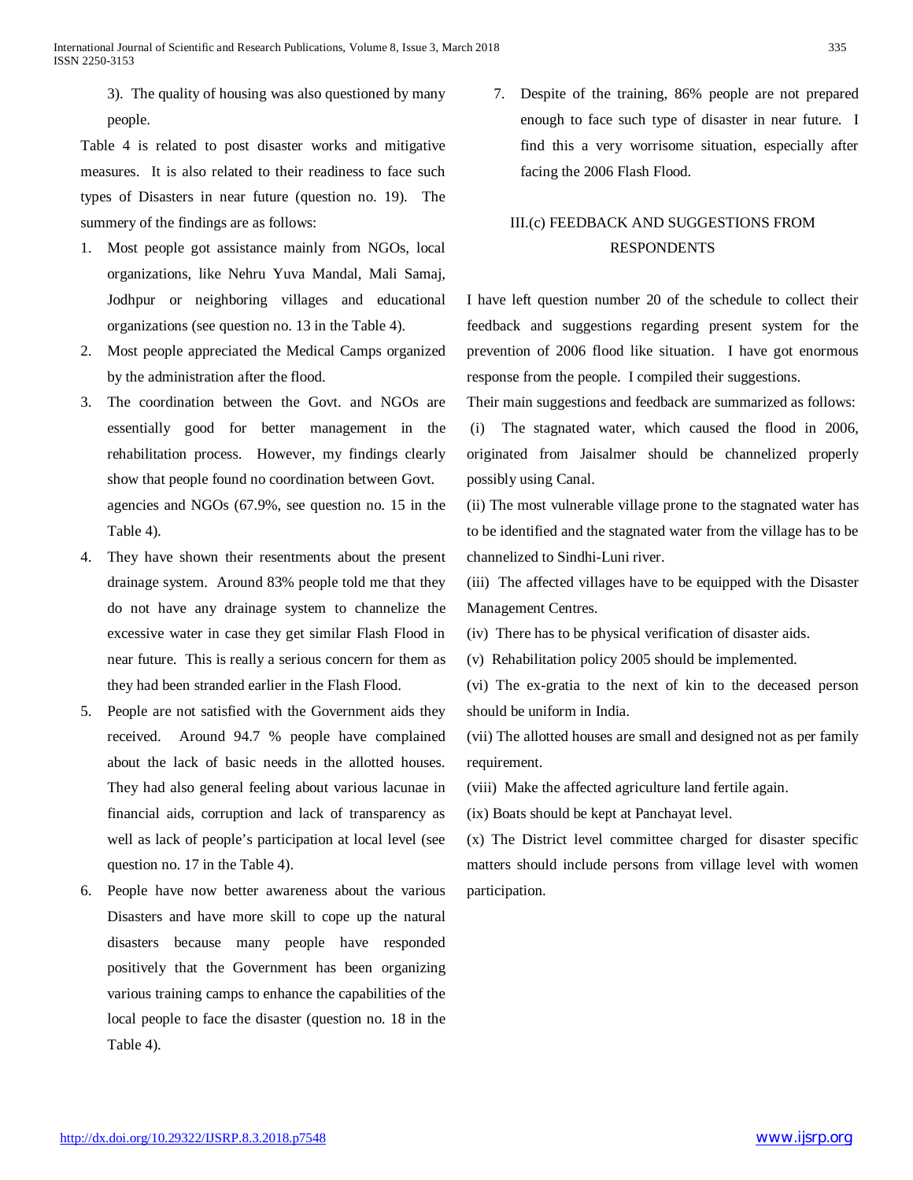3). The quality of housing was also questioned by many people.

Table 4 is related to post disaster works and mitigative measures. It is also related to their readiness to face such types of Disasters in near future (question no. 19). The summery of the findings are as follows:

1. Most people got assistance mainly from NGOs, local organizations, like Nehru Yuva Mandal, Mali Samaj, Jodhpur or neighboring villages and educational organizations (see question no. 13 in the Table 4).
2. Most people appreciated the Medical Camps organized by the administration after the flood.
3. The coordination between the Govt. and NGOs are essentially good for better management in the rehabilitation process. However, my findings clearly show that people found no coordination between Govt. agencies and NGOs (67.9%, see question no. 15 in the Table 4).
4. They have shown their resentments about the present drainage system. Around 83% people told me that they do not have any drainage system to channelize the excessive water in case they get similar Flash Flood in near future. This is really a serious concern for them as they had been stranded earlier in the Flash Flood.
5. People are not satisfied with the Government aids they received. Around 94.7 % people have complained about the lack of basic needs in the allotted houses. They had also general feeling about various lacunae in financial aids, corruption and lack of transparency as well as lack of people's participation at local level (see question no. 17 in the Table 4).
6. People have now better awareness about the various Disasters and have more skill to cope up the natural disasters because many people have responded positively that the Government has been organizing various training camps to enhance the capabilities of the local people to face the disaster (question no. 18 in the Table 4).
7. Despite of the training, 86% people are not prepared enough to face such type of disaster in near future. I find this a very worrisome situation, especially after facing the 2006 Flash Flood.

## III.(c) FEEDBACK AND SUGGESTIONS FROM RESPONDENTS

I have left question number 20 of the schedule to collect their feedback and suggestions regarding present system for the prevention of 2006 flood like situation. I have got enormous response from the people. I compiled their suggestions.

Their main suggestions and feedback are summarized as follows:

(i) The stagnated water, which caused the flood in 2006, originated from Jaisalmer should be channelized properly possibly using Canal.

(ii) The most vulnerable village prone to the stagnated water has to be identified and the stagnated water from the village has to be channelized to Sindhi-Luni river.

(iii) The affected villages have to be equipped with the Disaster Management Centres.

(iv) There has to be physical verification of disaster aids.

(v) Rehabilitation policy 2005 should be implemented.

(vi) The ex-gratia to the next of kin to the deceased person should be uniform in India.

(vii) The allotted houses are small and designed not as per family requirement.

(viii) Make the affected agriculture land fertile again.

(ix) Boats should be kept at Panchayat level.

(x) The District level committee charged for disaster specific matters should include persons from village level with women participation.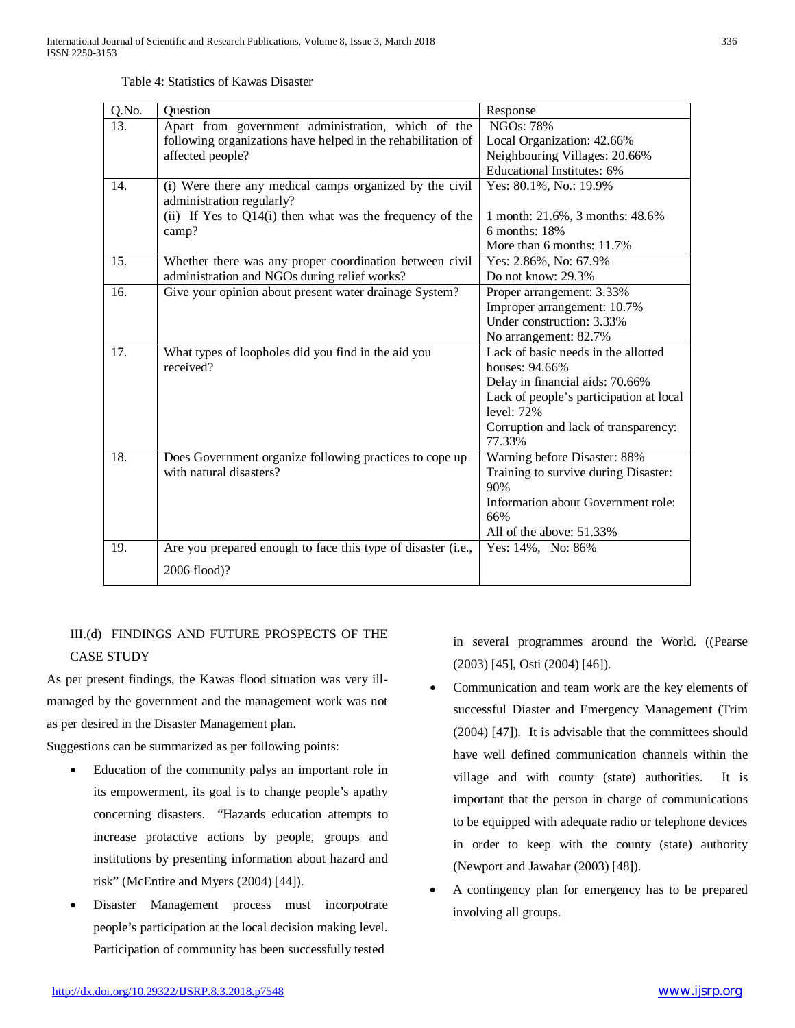Table 4: Statistics of Kawas Disaster

| Q.No. | Question | Response |
|---|---|---|
| 13. | Apart from government administration, which of the following organizations have helped in the rehabilitation of affected people? | NGOs: 78%<br>Local Organization: 42.66%<br>Neighbouring Villages: 20.66%<br>Educational Institutes: 6% |
| 14. | (i) Were there any medical camps organized by the civil administration regularly?<br>(ii) If Yes to Q14(i) then what was the frequency of the camp? | Yes: 80.1%, No.: 19.9%<br><br>1 month: 21.6%, 3 months: 48.6%<br>6 months: 18%<br>More than 6 months: 11.7% |
| 15. | Whether there was any proper coordination between civil administration and NGOs during relief works? | Yes: 2.86%, No: 67.9%<br>Do not know: 29.3% |
| 16. | Give your opinion about present water drainage System? | Proper arrangement: 3.33%<br>Improper arrangement: 10.7%<br>Under construction: 3.33%<br>No arrangement: 82.7% |
| 17. | What types of loopholes did you find in the aid you received? | Lack of basic needs in the allotted houses: 94.66%<br>Delay in financial aids: 70.66%<br>Lack of people's participation at local level: 72%<br>Corruption and lack of transparency: 77.33% |
| 18. | Does Government organize following practices to cope up with natural disasters? | Warning before Disaster: 88%<br>Training to survive during Disaster: 90%<br>Information about Government role: 66%<br>All of the above: 51.33% |
| 19. | Are you prepared enough to face this type of disaster (i.e., 2006 flood)? | Yes: 14%, No: 86% |

### III.(d) FINDINGS AND FUTURE PROSPECTS OF THE CASE STUDY

As per present findings, the Kawas flood situation was very ill-managed by the government and the management work was not as per desired in the Disaster Management plan.

Suggestions can be summarized as per following points:

- Education of the community palys an important role in its empowerment, its goal is to change people's apathy concerning disasters. "Hazards education attempts to increase protactive actions by people, groups and institutions by presenting information about hazard and risk" (McEntire and Myers (2004) [44]).
- Disaster Management process must incorpotrate people's participation at the local decision making level. Participation of community has been successfully tested in several programmes around the World. ((Pearse (2003) [45], Osti (2004) [46]).
- Communication and team work are the key elements of successful Diaster and Emergency Management (Trim (2004) [47]). It is advisable that the committees should have well defined communication channels within the village and with county (state) authorities. It is important that the person in charge of communications to be equipped with adequate radio or telephone devices in order to keep with the county (state) authority (Newport and Jawahar (2003) [48]).
- A contingency plan for emergency has to be prepared involving all groups.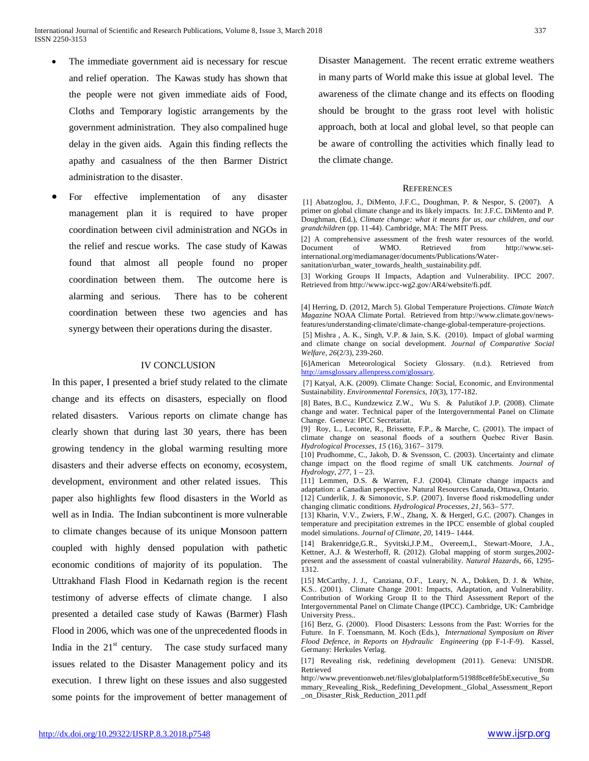- The immediate government aid is necessary for rescue and relief operation. The Kawas study has shown that the people were not given immediate aids of Food, Cloths and Temporary logistic arrangements by the government administration. They also compalined huge delay in the given aids. Again this finding reflects the apathy and casualness of the then Barmer District administration to the disaster.
- For effective implementation of any disaster management plan it is required to have proper coordination between civil administration and NGOs in the relief and rescue works. The case study of Kawas found that almost all people found no proper coordination between them. The outcome here is alarming and serious. There has to be coherent coordination between these two agencies and has synergy between their operations during the disaster.

## IV CONCLUSION

In this paper, I presented a brief study related to the climate change and its effects on disasters, especially on flood related disasters. Various reports on climate change has clearly shown that during last 30 years, there has been growing tendency in the global warming resulting more disasters and their adverse effects on economy, ecosystem, development, environment and other related issues. This paper also highlights few flood disasters in the World as well as in India. The Indian subcontinent is more vulnerable to climate changes because of its unique Monsoon pattern coupled with highly densed population with pathetic economic conditions of majority of its population. The Uttrakhand Flash Flood in Kedarnath region is the recent testimony of adverse effects of climate change. I also presented a detailed case study of Kawas (Barmer) Flash Flood in 2006, which was one of the unprecedented floods in India in the $21^{st}$ century. The case study surfaced many issues related to the Disaster Management policy and its execution. I threw light on these issues and also suggested some points for the improvement of better management of Disaster Management. The recent erratic extreme weathers in many parts of World make this issue at global level. The awareness of the climate change and its effects on flooding should be brought to the grass root level with holistic approach, both at local and global level, so that people can be aware of controlling the activities which finally lead to the climate change.

## REFERENCES

[1] Abatzoglou, J., DiMento, J.F.C., Doughman, P. & Nespor, S. (2007). A primer on global climate change and its likely impacts. In: J.F.C. DiMento and P. Doughman, (Ed.), *Climate change: what it means for us, our children, and our grandchildren* (pp. 11-44). Cambridge, MA: The MIT Press.

[2] A comprehensive assessment of the fresh water resources of the world. Document of WMO. Retrieved from http://www.sei-international.org/mediamanager/documents/Publications/Water-sanitation/urban_water_towards_health_sustainability.pdf.

[3] Working Groups II Impacts, Adaption and Vulnerability. IPCC 2007. Retrieved from http://www.ipcc-wg2.gov/AR4/website/fi.pdf.

[4] Herring, D. (2012, March 5). Global Temperature Projections. *Climate Watch Magazine* NOAA Climate Portal. Retrieved from http://www.climate.gov/news-features/understanding-climate/climate-change-global-temperature-projections.

[5] Mishra , A. K., Singh, V.P. & Jain, S.K. (2010). Impact of global warming and climate change on social development. *Journal of Comparative Social Welfare, 26*(2/3), 239-260.

[6]American Meteorological Society Glossary. (n.d.). Retrieved from http://amsglossary.allenpress.com/glossary.

[7] Katyal, A.K. (2009). Climate Change: Social, Economic, and Environmental Sustainability. *Environmental Forensics, 10*(3), 177-182.

[8] Bates, B.C., Kundzewicz Z.W., Wu S. & Palutikof J.P. (2008). Climate change and water. Technical paper of the Intergovernmental Panel on Climate Change. Geneva: IPCC Secretariat.

[9] Roy, L., Leconte, R., Brissette, F.P., & Marche, C. (2001). The impact of climate change on seasonal floods of a southern Quebec River Basin. *Hydrological Processes, 15* (16), 3167– 3179.

[10] Prudhomme, C., Jakob, D. & Svensson, C. (2003). Uncertainty and climate change impact on the flood regime of small UK catchments. *Journal of Hydrology, 277*, 1 – 23.

[11] Lemmen, D.S. & Warren, F.J. (2004). Climate change impacts and adaptation: a Canadian perspective. Natural Resources Canada, Ottawa, Ontario.

[12] Cunderlik, J. & Simonovic, S.P. (2007). Inverse flood riskmodelling under changing climatic conditions. *Hydrological Processes, 21*, 563– 577.

[13] Kharin, V.V., Zwiers, F.W., Zhang, X. & Hergerl, G.C. (2007). Changes in temperature and precipitation extremes in the IPCC ensemble of global coupled model simulations. *Journal of Climate, 20*, 1419– 1444.

[14] Brakenridge,G.R., Syvitski,J.P.M., Overeem,I., Stewart-Moore, J.A., Kettner, A.J. & Westerhoff, R. (2012). Global mapping of storm surges,2002-present and the assessment of coastal vulnerability. *Natural Hazards, 66*, 1295-1312.

[15] McCarthy, J. J., Canziana, O.F., Leary, N. A., Dokken, D. J. & White, K.S.. (2001). Climate Change 2001: Impacts, Adaptation, and Vulnerability. Contribution of Working Group II to the Third Assessment Report of the Intergovernmental Panel on Climate Change (IPCC). Cambridge, UK: Cambridge University Press..

[16] Berz, G. (2000). Flood Disasters: Lessons from the Past: Worries for the Future. In F. Toensmann, M. Koch (Eds.), *International Symposium on River Flood Defence, in Reports on Hydraulic Engineering* (pp F-1-F-9). Kassel, Germany: Herkules Verlag.

[17] Revealing risk, redefining development (2011). Geneva: UNISDR. Retrieved from http://www.preventionweb.net/files/globalplatform/5198f8ce8fe5bExecutive_Summary_Revealing_Risk,_Redefining_Development._Global_Assessment_Report_on_Disaster_Risk_Reduction_2011.pdf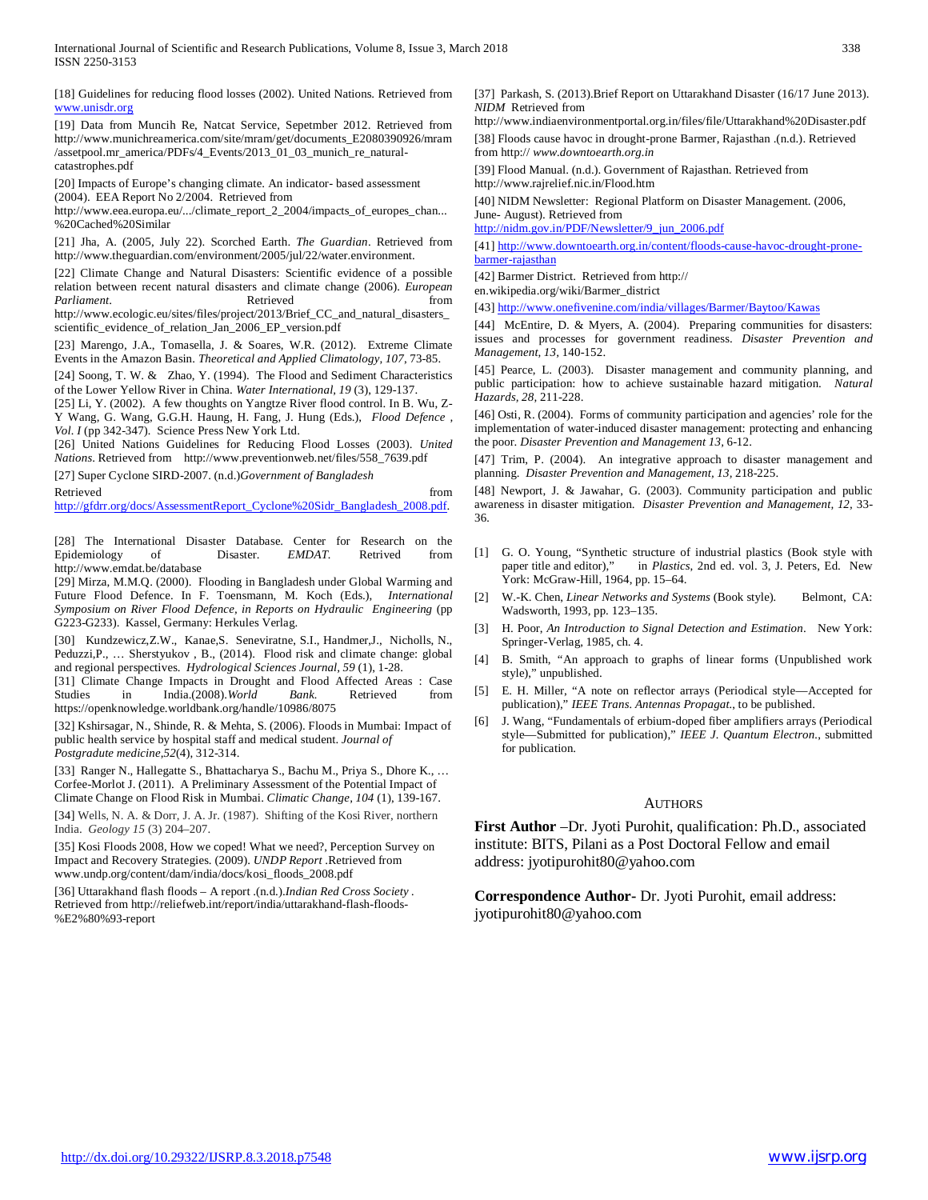[18] Guidelines for reducing flood losses (2002). United Nations. Retrieved from www.unisdr.org

[19] Data from Muncih Re, Natcat Service, Sepetmber 2012. Retrieved from http://www.munichreamerica.com/site/mram/get/documents_E2080390926/mram/assetpool.mr_america/PDFs/4_Events/2013_01_03_munich_re_natural-catastrophes.pdf

[20] Impacts of Europe's changing climate. An indicator- based assessment (2004). EEA Report No 2/2004. Retrieved from http://www.eea.europa.eu/.../climate_report_2_2004/impacts_of_europes_chan...%20Cached%20Similar

[21] Jha, A. (2005, July 22). Scorched Earth. *The Guardian*. Retrieved from http://www.theguardian.com/environment/2005/jul/22/water.environment.

[22] Climate Change and Natural Disasters: Scientific evidence of a possible relation between recent natural disasters and climate change (2006). *European Parliament*. Retrieved from http://www.ecologic.eu/sites/files/project/2013/Brief_CC_and_natural_disasters_scientific_evidence_of_relation_Jan_2006_EP_version.pdf

[23] Marengo, J.A., Tomasella, J. & Soares, W.R. (2012). Extreme Climate Events in the Amazon Basin. *Theoretical and Applied Climatology, 107*, 73-85.

[24] Soong, T. W. & Zhao, Y. (1994). The Flood and Sediment Characteristics of the Lower Yellow River in China. *Water International, 19* (3), 129-137.

[25] Li, Y. (2002). A few thoughts on Yangtze River flood control. In B. Wu, Z-Y Wang, G. Wang, G.G.H. Haung, H. Fang, J. Hung (Eds.), *Flood Defence , Vol. I* (pp 342-347). Science Press New York Ltd.

[26] United Nations Guidelines for Reducing Flood Losses (2003). *United Nations*. Retrieved from http://www.preventionweb.net/files/558_7639.pdf

[27] Super Cyclone SIRD-2007. (n.d.)*Government of Bangladesh* Retrieved from http://gfdrr.org/docs/AssessmentReport_Cyclone%20Sidr_Bangladesh_2008.pdf.

[28] The International Disaster Database. Center for Research on the Epidemiology of Disaster. *EMDAT*. Retrived from http://www.emdat.be/database

[29] Mirza, M.M.Q. (2000). Flooding in Bangladesh under Global Warming and Future Flood Defence. In F. Toensmann, M. Koch (Eds.), *International Symposium on River Flood Defence, in Reports on Hydraulic Engineering* (pp G223-G233). Kassel, Germany: Herkules Verlag.

[30] Kundzewicz,Z.W., Kanae,S. Seneviratne, S.I., Handmer,J., Nicholls, N., Peduzzi,P., … Sherstyukov , B., (2014). Flood risk and climate change: global and regional perspectives. *Hydrological Sciences Journal, 59* (1), 1-28.

[31] Climate Change Impacts in Drought and Flood Affected Areas : Case Studies in India.(2008).*World Bank*. Retrieved from https://openknowledge.worldbank.org/handle/10986/8075

[32] Kshirsagar, N., Shinde, R. & Mehta, S. (2006). Floods in Mumbai: Impact of public health service by hospital staff and medical student. *Journal of Postgradute medicine,52*(4), 312-314.

[33] Ranger N., Hallegatte S., Bhattacharya S., Bachu M., Priya S., Dhore K., … Corfee-Morlot J. (2011). A Preliminary Assessment of the Potential Impact of Climate Change on Flood Risk in Mumbai. *Climatic Change, 104* (1), 139-167.

[34] Wells, N. A. & Dorr, J. A. Jr. (1987). Shifting of the Kosi River, northern India. *Geology 15* (3) 204–207.

[35] Kosi Floods 2008, How we coped! What we need?, Perception Survey on Impact and Recovery Strategies. (2009). *UNDP Report* .Retrieved from www.undp.org/content/dam/india/docs/kosi_floods_2008.pdf

[36] Uttarakhand flash floods – A report .(n.d.).*Indian Red Cross Society* . Retrieved from http://reliefweb.int/report/india/uttarakhand-flash-floods-%E2%80%93-report

[37] Parkash, S. (2013).Brief Report on Uttarakhand Disaster (16/17 June 2013). *NIDM* Retrieved from http://www.indiaenvironmentportal.org.in/files/file/Uttarakhand%20Disaster.pdf

[38] Floods cause havoc in drought-prone Barmer, Rajasthan .(n.d.). Retrieved from http:// *www.downtoearth.org.in*

[39] Flood Manual. (n.d.). Government of Rajasthan. Retrieved from http://www.rajrelief.nic.in/Flood.htm

[40] NIDM Newsletter: Regional Platform on Disaster Management. (2006, June- August). Retrieved from http://nidm.gov.in/PDF/Newsletter/9_jun_2006.pdf

[41] http://www.downtoearth.org.in/content/floods-cause-havoc-drought-prone-barmer-rajasthan

[42] Barmer District. Retrieved from http:// en.wikipedia.org/wiki/Barmer_district

[43] http://www.onefivenine.com/india/villages/Barmer/Baytoo/Kawas

[44] McEntire, D. & Myers, A. (2004). Preparing communities for disasters: issues and processes for government readiness. *Disaster Prevention and Management, 13*, 140-152.

[45] Pearce, L. (2003). Disaster management and community planning, and public participation: how to achieve sustainable hazard mitigation. *Natural Hazards, 28*, 211-228.

[46] Osti, R. (2004). Forms of community participation and agencies' role for the implementation of water-induced disaster management: protecting and enhancing the poor. *Disaster Prevention and Management 13*, 6-12.

[47] Trim, P. (2004). An integrative approach to disaster management and planning. *Disaster Prevention and Management, 13*, 218-225.

[48] Newport, J. & Jawahar, G. (2003). Community participation and public awareness in disaster mitigation. *Disaster Prevention and Management, 12*, 33-36.

[1] G. O. Young, "Synthetic structure of industrial plastics (Book style with paper title and editor)," in *Plastics*, 2nd ed. vol. 3, J. Peters, Ed. New York: McGraw-Hill, 1964, pp. 15–64.

[2] W.-K. Chen, *Linear Networks and Systems* (Book style). Belmont, CA: Wadsworth, 1993, pp. 123–135.

[3] H. Poor, *An Introduction to Signal Detection and Estimation*. New York: Springer-Verlag, 1985, ch. 4.

[4] B. Smith, "An approach to graphs of linear forms (Unpublished work style)," unpublished.

[5] E. H. Miller, "A note on reflector arrays (Periodical style—Accepted for publication)," *IEEE Trans. Antennas Propagat.*, to be published.

[6] J. Wang, "Fundamentals of erbium-doped fiber amplifiers arrays (Periodical style—Submitted for publication)," *IEEE J. Quantum Electron.*, submitted for publication.

## Authors

**First Author** –Dr. Jyoti Purohit, qualification: Ph.D., associated institute: BITS, Pilani as a Post Doctoral Fellow and email address: jyotipurohit80@yahoo.com

**Correspondence Author-** Dr. Jyoti Purohit, email address: jyotipurohit80@yahoo.com